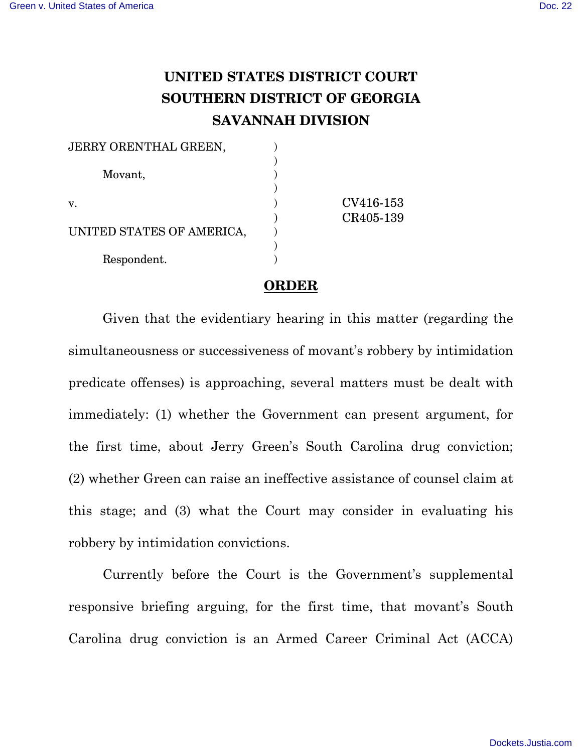# UNITED STATES DISTRICT COURT
# SOUTHERN DISTRICT OF GEORGIA
# SAVANNAH DIVISION

| | | |
|---|---|---|
| JERRY ORENTHAL GREEN, | ) | |
| | ) | |
| Movant, | ) | |
| | ) | |
| v. | ) | CV416-153 |
| | ) | CR405-139 |
| UNITED STATES OF AMERICA, | ) | |
| | ) | |
| Respondent. | ) | |

## ORDER

Given that the evidentiary hearing in this matter (regarding the simultaneousness or successiveness of movant's robbery by intimidation predicate offenses) is approaching, several matters must be dealt with immediately: (1) whether the Government can present argument, for the first time, about Jerry Green's South Carolina drug conviction; (2) whether Green can raise an ineffective assistance of counsel claim at this stage; and (3) what the Court may consider in evaluating his robbery by intimidation convictions.

Currently before the Court is the Government's supplemental responsive briefing arguing, for the first time, that movant's South Carolina drug conviction is an Armed Career Criminal Act (ACCA)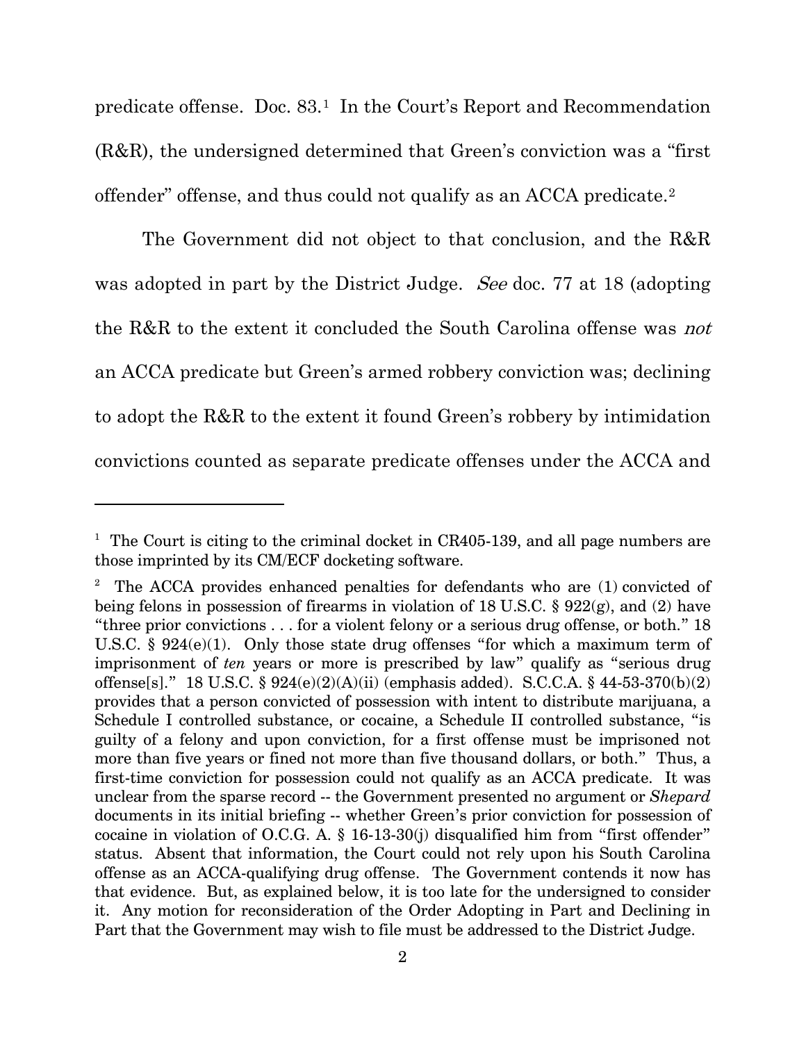predicate offense. Doc. 83.[1] In the Court's Report and Recommendation (R&R), the undersigned determined that Green's conviction was a "first offender" offense, and thus could not qualify as an ACCA predicate.[2]

The Government did not object to that conclusion, and the R&R was adopted in part by the District Judge. *See* doc. 77 at 18 (adopting the R&R to the extent it concluded the South Carolina offense was *not* an ACCA predicate but Green's armed robbery conviction was; declining to adopt the R&R to the extent it found Green's robbery by intimidation convictions counted as separate predicate offenses under the ACCA and

---

[1] The Court is citing to the criminal docket in CR405-139, and all page numbers are those imprinted by its CM/ECF docketing software.

[2] The ACCA provides enhanced penalties for defendants who are (1) convicted of being felons in possession of firearms in violation of 18 U.S.C. § 922(g), and (2) have "three prior convictions . . . for a violent felony or a serious drug offense, or both." 18 U.S.C. § 924(e)(1). Only those state drug offenses "for which a maximum term of imprisonment of *ten* years or more is prescribed by law" qualify as "serious drug offense[s]." 18 U.S.C. § 924(e)(2)(A)(ii) (emphasis added). S.C.C.A. § 44-53-370(b)(2) provides that a person convicted of possession with intent to distribute marijuana, a Schedule I controlled substance, or cocaine, a Schedule II controlled substance, "is guilty of a felony and upon conviction, for a first offense must be imprisoned not more than five years or fined not more than five thousand dollars, or both." Thus, a first-time conviction for possession could not qualify as an ACCA predicate. It was unclear from the sparse record -- the Government presented no argument or *Shepard* documents in its initial briefing -- whether Green's prior conviction for possession of cocaine in violation of O.C.G. A. § 16-13-30(j) disqualified him from "first offender" status. Absent that information, the Court could not rely upon his South Carolina offense as an ACCA-qualifying drug offense. The Government contends it now has that evidence. But, as explained below, it is too late for the undersigned to consider it. Any motion for reconsideration of the Order Adopting in Part and Declining in Part that the Government may wish to file must be addressed to the District Judge.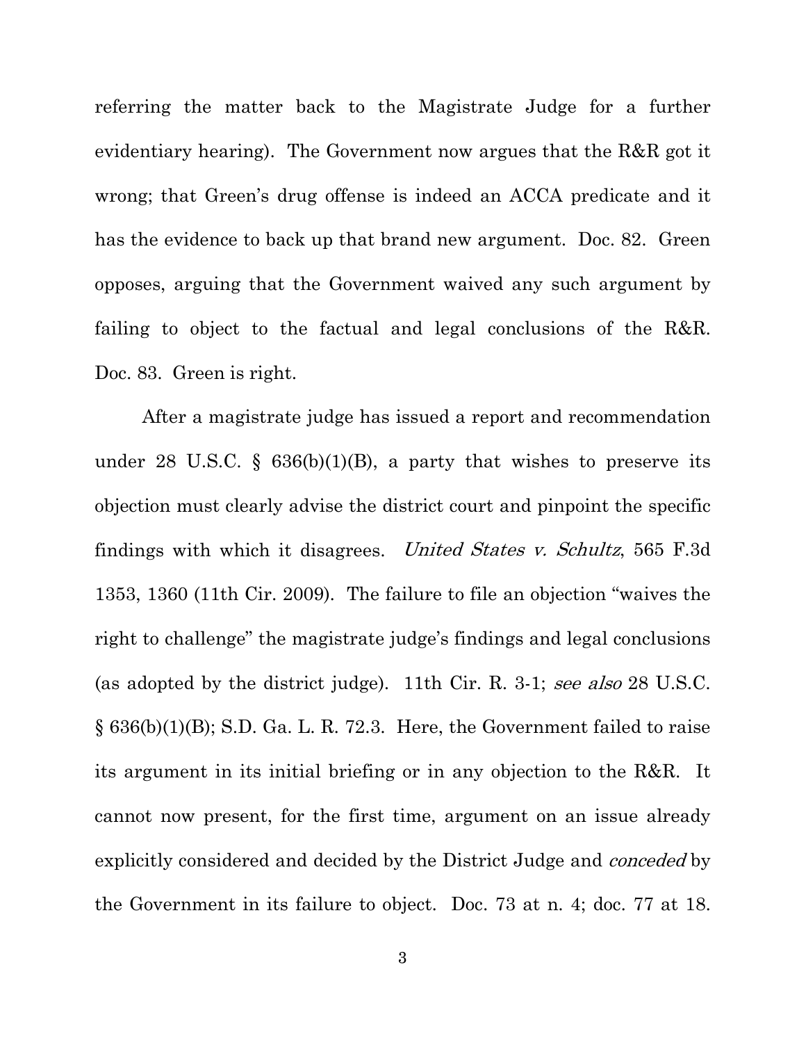referring the matter back to the Magistrate Judge for a further evidentiary hearing). The Government now argues that the R&R got it wrong; that Green's drug offense is indeed an ACCA predicate and it has the evidence to back up that brand new argument. Doc. 82. Green opposes, arguing that the Government waived any such argument by failing to object to the factual and legal conclusions of the R&R. Doc. 83. Green is right.

After a magistrate judge has issued a report and recommendation under 28 U.S.C. § 636(b)(1)(B), a party that wishes to preserve its objection must clearly advise the district court and pinpoint the specific findings with which it disagrees. *United States v. Schultz*, 565 F.3d 1353, 1360 (11th Cir. 2009). The failure to file an objection "waives the right to challenge" the magistrate judge's findings and legal conclusions (as adopted by the district judge). 11th Cir. R. 3-1; *see also* 28 U.S.C. § 636(b)(1)(B); S.D. Ga. L. R. 72.3. Here, the Government failed to raise its argument in its initial briefing or in any objection to the R&R. It cannot now present, for the first time, argument on an issue already explicitly considered and decided by the District Judge and *conceded* by the Government in its failure to object. Doc. 73 at n. 4; doc. 77 at 18.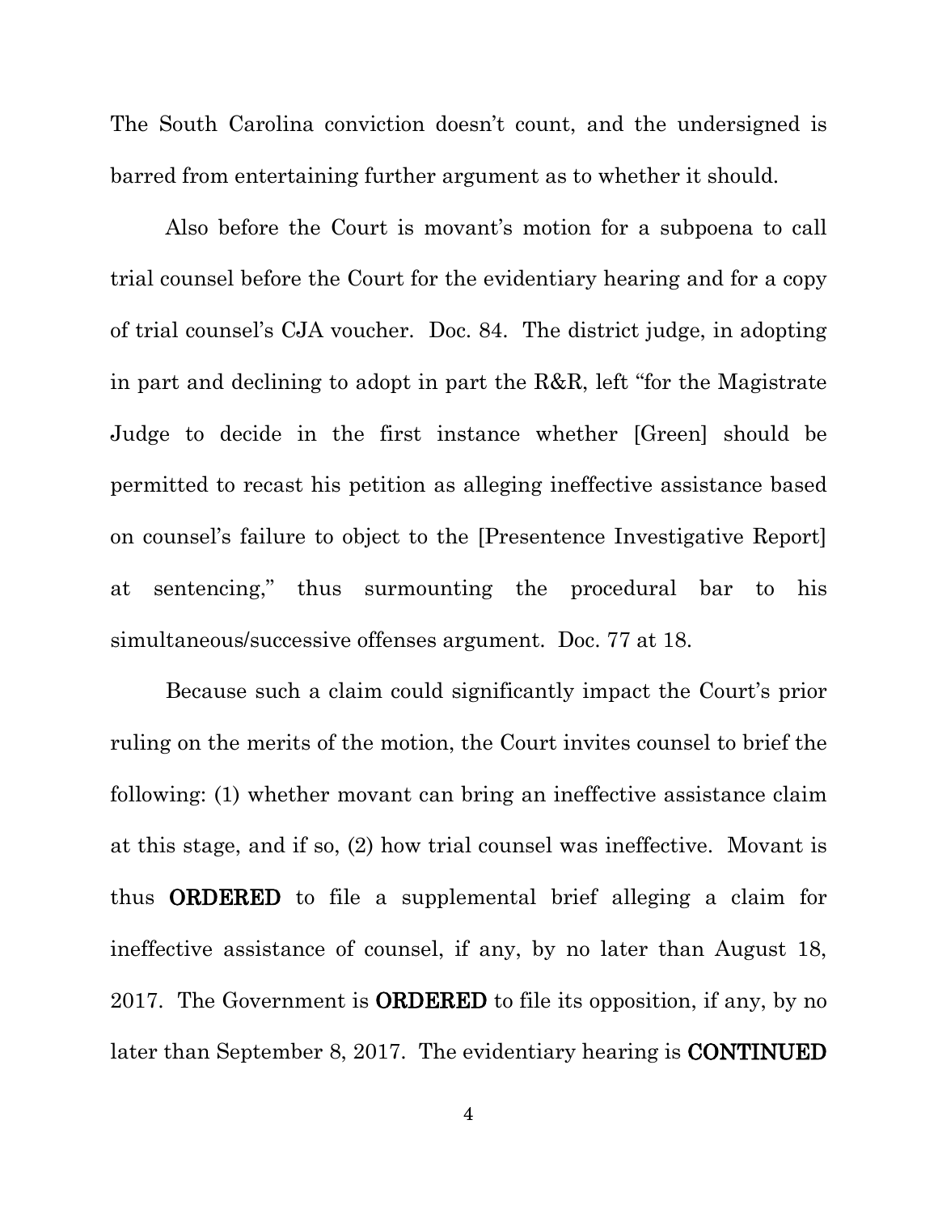The South Carolina conviction doesn't count, and the undersigned is barred from entertaining further argument as to whether it should.

Also before the Court is movant's motion for a subpoena to call trial counsel before the Court for the evidentiary hearing and for a copy of trial counsel's CJA voucher. Doc. 84. The district judge, in adopting in part and declining to adopt in part the R&R, left "for the Magistrate Judge to decide in the first instance whether [Green] should be permitted to recast his petition as alleging ineffective assistance based on counsel's failure to object to the [Presentence Investigative Report] at sentencing," thus surmounting the procedural bar to his simultaneous/successive offenses argument. Doc. 77 at 18.

Because such a claim could significantly impact the Court's prior ruling on the merits of the motion, the Court invites counsel to brief the following: (1) whether movant can bring an ineffective assistance claim at this stage, and if so, (2) how trial counsel was ineffective. Movant is thus **ORDERED** to file a supplemental brief alleging a claim for ineffective assistance of counsel, if any, by no later than August 18, 2017. The Government is **ORDERED** to file its opposition, if any, by no later than September 8, 2017. The evidentiary hearing is **CONTINUED**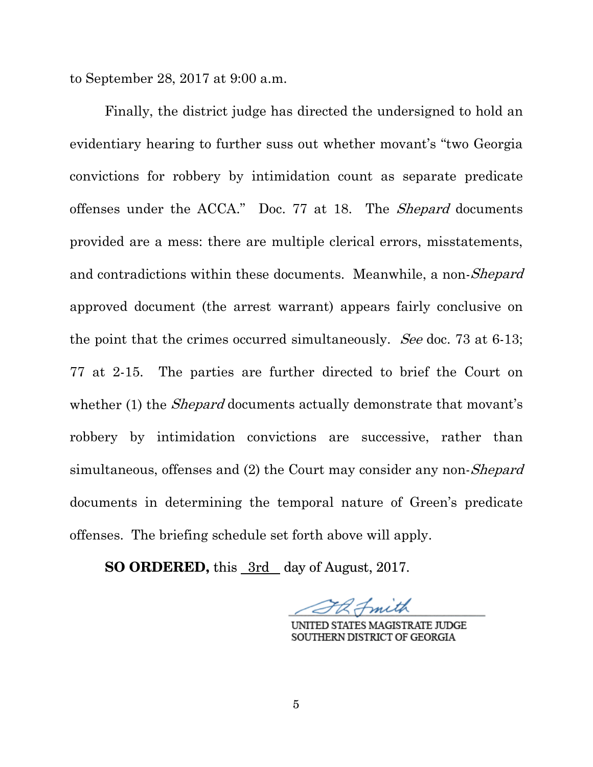to September 28, 2017 at 9:00 a.m.

Finally, the district judge has directed the undersigned to hold an evidentiary hearing to further suss out whether movant's "two Georgia convictions for robbery by intimidation count as separate predicate offenses under the ACCA." Doc. 77 at 18. The *Shepard* documents provided are a mess: there are multiple clerical errors, misstatements, and contradictions within these documents. Meanwhile, a non-*Shepard* approved document (the arrest warrant) appears fairly conclusive on the point that the crimes occurred simultaneously. *See* doc. 73 at 6-13; 77 at 2-15. The parties are further directed to brief the Court on whether (1) the *Shepard* documents actually demonstrate that movant's robbery by intimidation convictions are successive, rather than simultaneous, offenses and (2) the Court may consider any non-*Shepard* documents in determining the temporal nature of Green's predicate offenses. The briefing schedule set forth above will apply.

**SO ORDERED,** this 3rd day of August, 2017.

UNITED STATES MAGISTRATE JUDGE
SOUTHERN DISTRICT OF GEORGIA